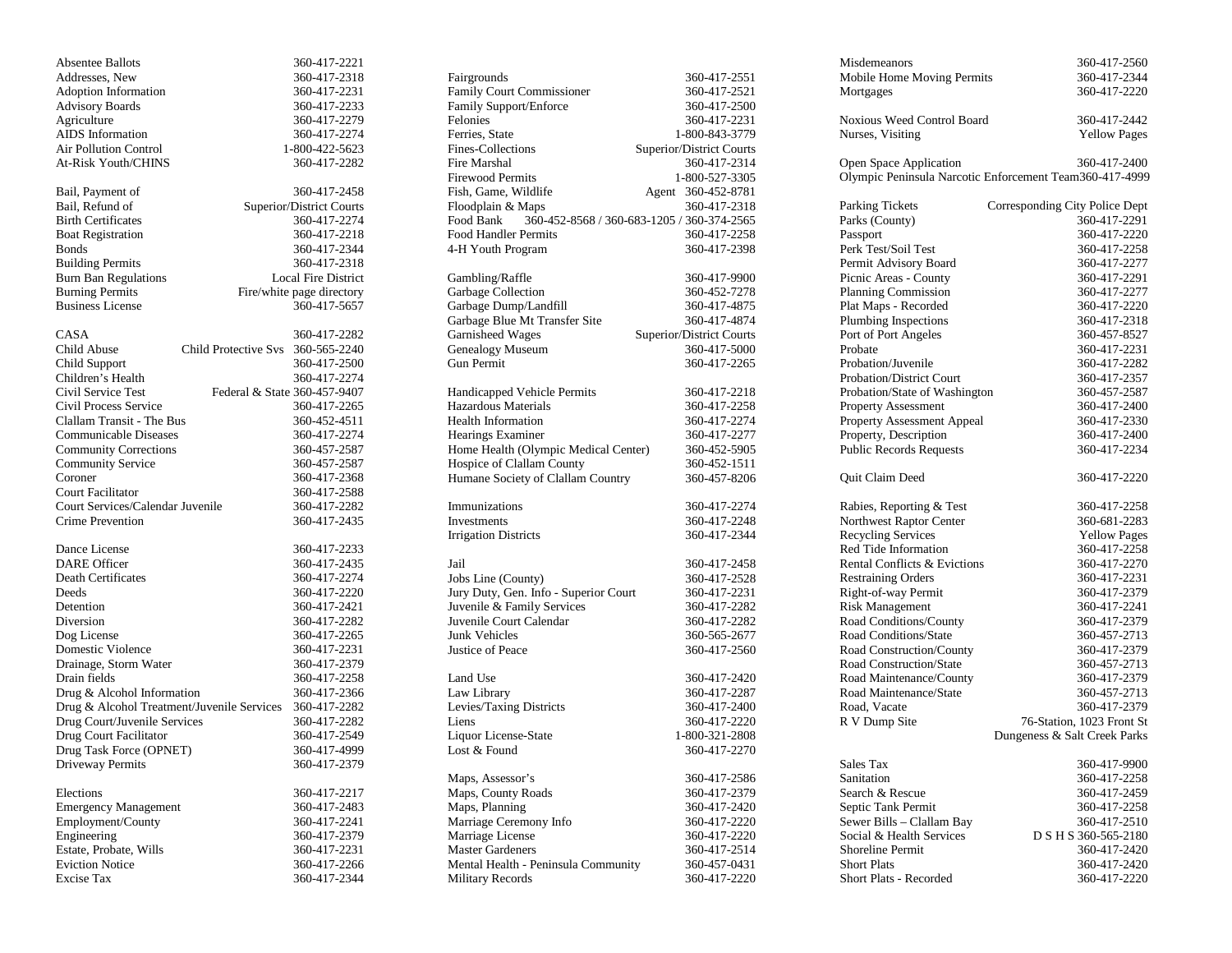| Service | Contact |
|---|---|
| Absentee Ballots | 360-417-2221 |
| Addresses, New | 360-417-2318 |
| Adoption Information | 360-417-2231 |
| Advisory Boards | 360-417-2233 |
| Agriculture | 360-417-2279 |
| AIDS Information | 360-417-2274 |
| Air Pollution Control | 1-800-422-5623 |
| At-Risk Youth/CHINS | 360-417-2282 |
| | |
| Bail, Payment of | 360-417-2458 |
| Bail, Refund of | Superior/District Courts |
| Birth Certificates | 360-417-2274 |
| Boat Registration | 360-417-2218 |
| Bonds | 360-417-2344 |
| Building Permits | 360-417-2318 |
| Burn Ban Regulations | Local Fire District |
| Burning Permits | Fire/white page directory |
| Business License | 360-417-5657 |
| | |
| CASA | 360-417-2282 |
| Child Abuse | Child Protective Svs 360-565-2240 |
| Child Support | 360-417-2500 |
| Children's Health | 360-417-2274 |
| Civil Service Test | Federal & State 360-457-9407 |
| Civil Process Service | 360-417-2265 |
| Clallam Transit - The Bus | 360-452-4511 |
| Communicable Diseases | 360-417-2274 |
| Community Corrections | 360-457-2587 |
| Community Service | 360-457-2587 |
| Coroner | 360-417-2368 |
| Court Facilitator | 360-417-2588 |
| Court Services/Calendar Juvenile | 360-417-2282 |
| Crime Prevention | 360-417-2435 |
| | |
| Dance License | 360-417-2233 |
| DARE Officer | 360-417-2435 |
| Death Certificates | 360-417-2274 |
| Deeds | 360-417-2220 |
| Detention | 360-417-2421 |
| Diversion | 360-417-2282 |
| Dog License | 360-417-2265 |
| Domestic Violence | 360-417-2231 |
| Drainage, Storm Water | 360-417-2379 |
| Drain fields | 360-417-2258 |
| Drug & Alcohol Information | 360-417-2366 |
| Drug & Alcohol Treatment/Juvenile Services | 360-417-2282 |
| Drug Court/Juvenile Services | 360-417-2282 |
| Drug Court Facilitator | 360-417-2549 |
| Drug Task Force (OPNET) | 360-417-4999 |
| Driveway Permits | 360-417-2379 |
| | |
| Elections | 360-417-2217 |
| Emergency Management | 360-417-2483 |
| Employment/County | 360-417-2241 |
| Engineering | 360-417-2379 |
| Estate, Probate, Wills | 360-417-2231 |
| Eviction Notice | 360-417-2266 |
| Excise Tax | 360-417-2344 |
| | |
| Fairgrounds | 360-417-2551 |
| Family Court Commissioner | 360-417-2521 |
| Family Support/Enforce | 360-417-2500 |
| Felonies | 360-417-2231 |
| Ferries, State | 1-800-843-3779 |
| Fines-Collections | Superior/District Courts |
| Fire Marshal | 360-417-2314 |
| Firewood Permits | 1-800-527-3305 |
| Fish, Game, Wildlife | Agent 360-452-8781 |
| Floodplain & Maps | 360-417-2318 |
| Food Bank | 360-452-8568 / 360-683-1205 / 360-374-2565 |
| Food Handler Permits | 360-417-2258 |
| 4-H Youth Program | 360-417-2398 |
| | |
| Gambling/Raffle | 360-417-9900 |
| Garbage Collection | 360-452-7278 |
| Garbage Dump/Landfill | 360-417-4875 |
| Garbage Blue Mt Transfer Site | 360-417-4874 |
| Garnisheed Wages | Superior/District Courts |
| Genealogy Museum | 360-417-5000 |
| Gun Permit | 360-417-2265 |
| | |
| Handicapped Vehicle Permits | 360-417-2218 |
| Hazardous Materials | 360-417-2258 |
| Health Information | 360-417-2274 |
| Hearings Examiner | 360-417-2277 |
| Home Health (Olympic Medical Center) | 360-452-5905 |
| Hospice of Clallam County | 360-452-1511 |
| Humane Society of Clallam Country | 360-457-8206 |
| | |
| Immunizations | 360-417-2274 |
| Investments | 360-417-2248 |
| Irrigation Districts | 360-417-2344 |
| | |
| Jail | 360-417-2458 |
| Jobs Line (County) | 360-417-2528 |
| Jury Duty, Gen. Info - Superior Court | 360-417-2231 |
| Juvenile & Family Services | 360-417-2282 |
| Juvenile Court Calendar | 360-417-2282 |
| Junk Vehicles | 360-565-2677 |
| Justice of Peace | 360-417-2560 |
| | |
| Land Use | 360-417-2420 |
| Law Library | 360-417-2287 |
| Levies/Taxing Districts | 360-417-2400 |
| Liens | 360-417-2220 |
| Liquor License-State | 1-800-321-2808 |
| Lost & Found | 360-417-2270 |
| | |
| Maps, Assessor's | 360-417-2586 |
| Maps, County Roads | 360-417-2379 |
| Maps, Planning | 360-417-2420 |
| Marriage Ceremony Info | 360-417-2220 |
| Marriage License | 360-417-2220 |
| Master Gardeners | 360-417-2514 |
| Mental Health - Peninsula Community | 360-457-0431 |
| Military Records | 360-417-2220 |
| Misdemeanors | 360-417-2560 |
| Mobile Home Moving Permits | 360-417-2344 |
| Mortgages | 360-417-2220 |
| | |
| Noxious Weed Control Board | 360-417-2442 |
| Nurses, Visiting | Yellow Pages |
| | |
| Open Space Application | 360-417-2400 |
| Olympic Peninsula Narcotic Enforcement Team | 360-417-4999 |
| | |
| Parking Tickets | Corresponding City Police Dept |
| Parks (County) | 360-417-2291 |
| Passport | 360-417-2220 |
| Perk Test/Soil Test | 360-417-2258 |
| Permit Advisory Board | 360-417-2277 |
| Picnic Areas - County | 360-417-2291 |
| Planning Commission | 360-417-2277 |
| Plat Maps - Recorded | 360-417-2220 |
| Plumbing Inspections | 360-417-2318 |
| Port of Port Angeles | 360-457-8527 |
| Probate | 360-417-2231 |
| Probation/Juvenile | 360-417-2282 |
| Probation/District Court | 360-417-2357 |
| Probation/State of Washington | 360-457-2587 |
| Property Assessment | 360-417-2400 |
| Property Assessment Appeal | 360-417-2330 |
| Property, Description | 360-417-2400 |
| Public Records Requests | 360-417-2234 |
| | |
| Quit Claim Deed | 360-417-2220 |
| | |
| Rabies, Reporting & Test | 360-417-2258 |
| Northwest Raptor Center | 360-681-2283 |
| Recycling Services | Yellow Pages |
| Red Tide Information | 360-417-2258 |
| Rental Conflicts & Evictions | 360-417-2270 |
| Restraining Orders | 360-417-2231 |
| Right-of-way Permit | 360-417-2379 |
| Risk Management | 360-417-2241 |
| Road Conditions/County | 360-417-2379 |
| Road Conditions/State | 360-457-2713 |
| Road Construction/County | 360-417-2379 |
| Road Construction/State | 360-457-2713 |
| Road Maintenance/County | 360-417-2379 |
| Road Maintenance/State | 360-457-2713 |
| Road, Vacate | 360-417-2379 |
| R V Dump Site | 76-Station, 1023 Front St; Dungeness & Salt Creek Parks |
| | |
| Sales Tax | 360-417-9900 |
| Sanitation | 360-417-2258 |
| Search & Rescue | 360-417-2459 |
| Septic Tank Permit | 360-417-2258 |
| Sewer Bills – Clallam Bay | 360-417-2510 |
| Social & Health Services | D S H S 360-565-2180 |
| Shoreline Permit | 360-417-2420 |
| Short Plats | 360-417-2420 |
| Short Plats - Recorded | 360-417-2220 |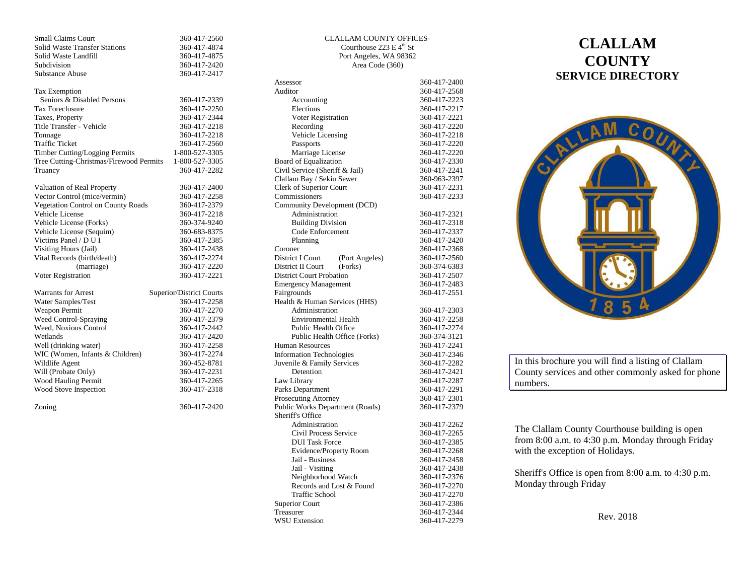| | |
|---|---|
| Small Claims Court | 360-417-2560 |
| Solid Waste Transfer Stations | 360-417-4874 |
| Solid Waste Landfill | 360-417-4875 |
| Subdivision | 360-417-2420 |
| Substance Abuse | 360-417-2417 |
| | |
| Tax Exemption | |
| Seniors & Disabled Persons | 360-417-2339 |
| Tax Foreclosure | 360-417-2250 |
| Taxes, Property | 360-417-2344 |
| Title Transfer - Vehicle | 360-417-2218 |
| Tonnage | 360-417-2218 |
| Traffic Ticket | 360-417-2560 |
| Timber Cutting/Logging Permits | 1-800-527-3305 |
| Tree Cutting-Christmas/Firewood Permits | 1-800-527-3305 |
| Truancy | 360-417-2282 |
| | |
| Valuation of Real Property | 360-417-2400 |
| Vector Control (mice/vermin) | 360-417-2258 |
| Vegetation Control on County Roads | 360-417-2379 |
| Vehicle License | 360-417-2218 |
| Vehicle License (Forks) | 360-374-9240 |
| Vehicle License (Sequim) | 360-683-8375 |
| Victims Panel / D U I | 360-417-2385 |
| Visiting Hours (Jail) | 360-417-2438 |
| Vital Records (birth/death) | 360-417-2274 |
| (marriage) | 360-417-2220 |
| Voter Registration | 360-417-2221 |
| | |
| Warrants for Arrest | Superior/District Courts |
| Water Samples/Test | 360-417-2258 |
| Weapon Permit | 360-417-2270 |
| Weed Control-Spraying | 360-417-2379 |
| Weed, Noxious Control | 360-417-2442 |
| Wetlands | 360-417-2420 |
| Well (drinking water) | 360-417-2258 |
| WIC (Women, Infants & Children) | 360-417-2274 |
| Wildlife Agent | 360-452-8781 |
| Will (Probate Only) | 360-417-2231 |
| Wood Hauling Permit | 360-417-2265 |
| Wood Stove Inspection | 360-417-2318 |
| | |
| Zoning | 360-417-2420 |

CLALLAM COUNTY OFFICES-
Courthouse 223 E 4th St
Port Angeles, WA 98362
Area Code (360)

| | |
|---|---|
| Assessor | 360-417-2400 |
| Auditor | 360-417-2568 |
| Accounting | 360-417-2223 |
| Elections | 360-417-2217 |
| Voter Registration | 360-417-2221 |
| Recording | 360-417-2220 |
| Vehicle Licensing | 360-417-2218 |
| Passports | 360-417-2220 |
| Marriage License | 360-417-2220 |
| Board of Equalization | 360-417-2330 |
| Civil Service (Sheriff & Jail) | 360-417-2241 |
| Clallam Bay / Sekiu Sewer | 360-963-2397 |
| Clerk of Superior Court | 360-417-2231 |
| Commissioners | 360-417-2233 |
| Community Development (DCD) | |
| Administration | 360-417-2321 |
| Building Division | 360-417-2318 |
| Code Enforcement | 360-417-2337 |
| Planning | 360-417-2420 |
| Coroner | 360-417-2368 |
| District I Court (Port Angeles) | 360-417-2560 |
| District II Court (Forks) | 360-374-6383 |
| District Court Probation | 360-417-2507 |
| Emergency Management | 360-417-2483 |
| Fairgrounds | 360-417-2551 |
| Health & Human Services (HHS) | |
| Administration | 360-417-2303 |
| Environmental Health | 360-417-2258 |
| Public Health Office | 360-417-2274 |
| Public Health Office (Forks) | 360-374-3121 |
| Human Resources | 360-417-2241 |
| Information Technologies | 360-417-2346 |
| Juvenile & Family Services | 360-417-2282 |
| Detention | 360-417-2421 |
| Law Library | 360-417-2287 |
| Parks Department | 360-417-2291 |
| Prosecuting Attorney | 360-417-2301 |
| Public Works Department (Roads) | 360-417-2379 |
| Sheriff's Office | |
| Administration | 360-417-2262 |
| Civil Process Service | 360-417-2265 |
| DUI Task Force | 360-417-2385 |
| Evidence/Property Room | 360-417-2268 |
| Jail - Business | 360-417-2458 |
| Jail - Visiting | 360-417-2438 |
| Neighborhood Watch | 360-417-2376 |
| Records and Lost & Found | 360-417-2270 |
| Traffic School | 360-417-2270 |
| Superior Court | 360-417-2386 |
| Treasurer | 360-417-2344 |
| WSU Extension | 360-417-2279 |

# CLALLAM COUNTY
## SERVICE DIRECTORY

CLALLAM COUNTY
1854

In this brochure you will find a listing of Clallam County services and other commonly asked for phone numbers.

The Clallam County Courthouse building is open from 8:00 a.m. to 4:30 p.m. Monday through Friday with the exception of Holidays.

Sheriff's Office is open from 8:00 a.m. to 4:30 p.m. Monday through Friday

Rev. 2018